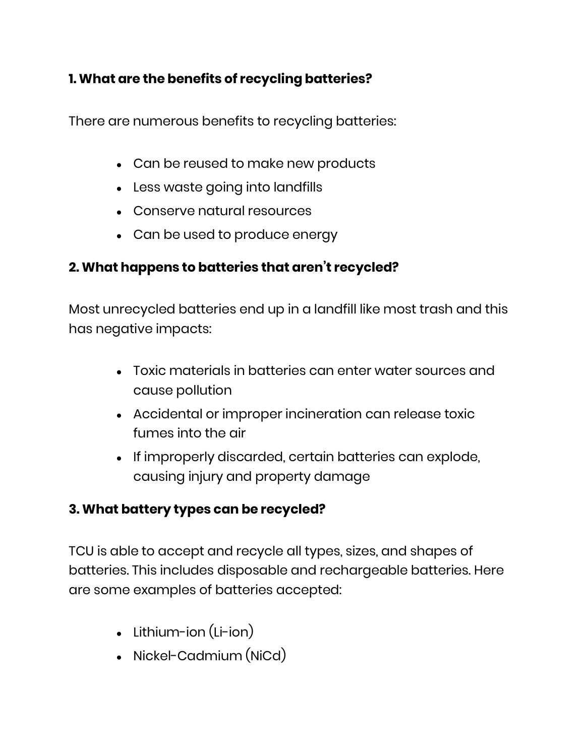**1. What are the benefits of recycling batteries?**

There are numerous benefits to recycling batteries:

- Can be reused to make new products
- Less waste going into landfills
- Conserve natural resources
- Can be used to produce energy

**2. What happens to batteries that aren't recycled?**

Most unrecycled batteries end up in a landfill like most trash and this has negative impacts:

- Toxic materials in batteries can enter water sources and cause pollution
- Accidental or improper incineration can release toxic fumes into the air
- If improperly discarded, certain batteries can explode, causing injury and property damage

**3. What battery types can be recycled?**

TCU is able to accept and recycle all types, sizes, and shapes of batteries. This includes disposable and rechargeable batteries. Here are some examples of batteries accepted:

- Lithium-ion (Li-ion)
- Nickel-Cadmium (NiCd)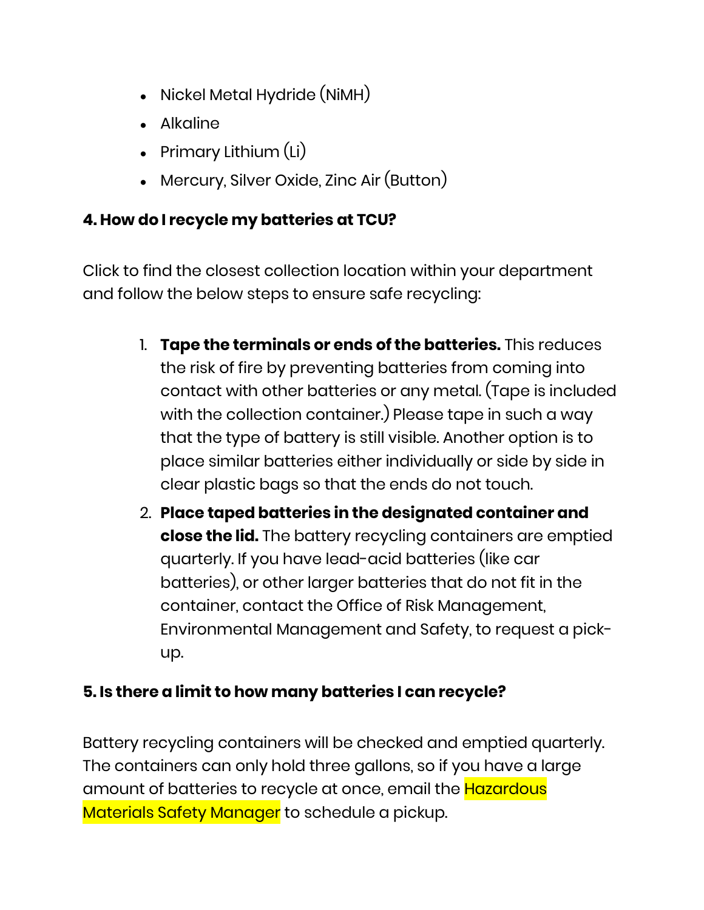- Nickel Metal Hydride (NiMH)
- Alkaline
- Primary Lithium (Li)
- Mercury, Silver Oxide, Zinc Air (Button)

**4. How do I recycle my batteries at TCU?**

Click to find the closest collection location within your department and follow the below steps to ensure safe recycling:

1. **Tape the terminals or ends of the batteries.** This reduces the risk of fire by preventing batteries from coming into contact with other batteries or any metal. (Tape is included with the collection container.) Please tape in such a way that the type of battery is still visible. Another option is to place similar batteries either individually or side by side in clear plastic bags so that the ends do not touch.
2. **Place taped batteries in the designated container and close the lid.** The battery recycling containers are emptied quarterly. If you have lead-acid batteries (like car batteries), or other larger batteries that do not fit in the container, contact the Office of Risk Management, Environmental Management and Safety, to request a pick-up.

**5. Is there a limit to how many batteries I can recycle?**

Battery recycling containers will be checked and emptied quarterly. The containers can only hold three gallons, so if you have a large amount of batteries to recycle at once, email the Hazardous Materials Safety Manager to schedule a pickup.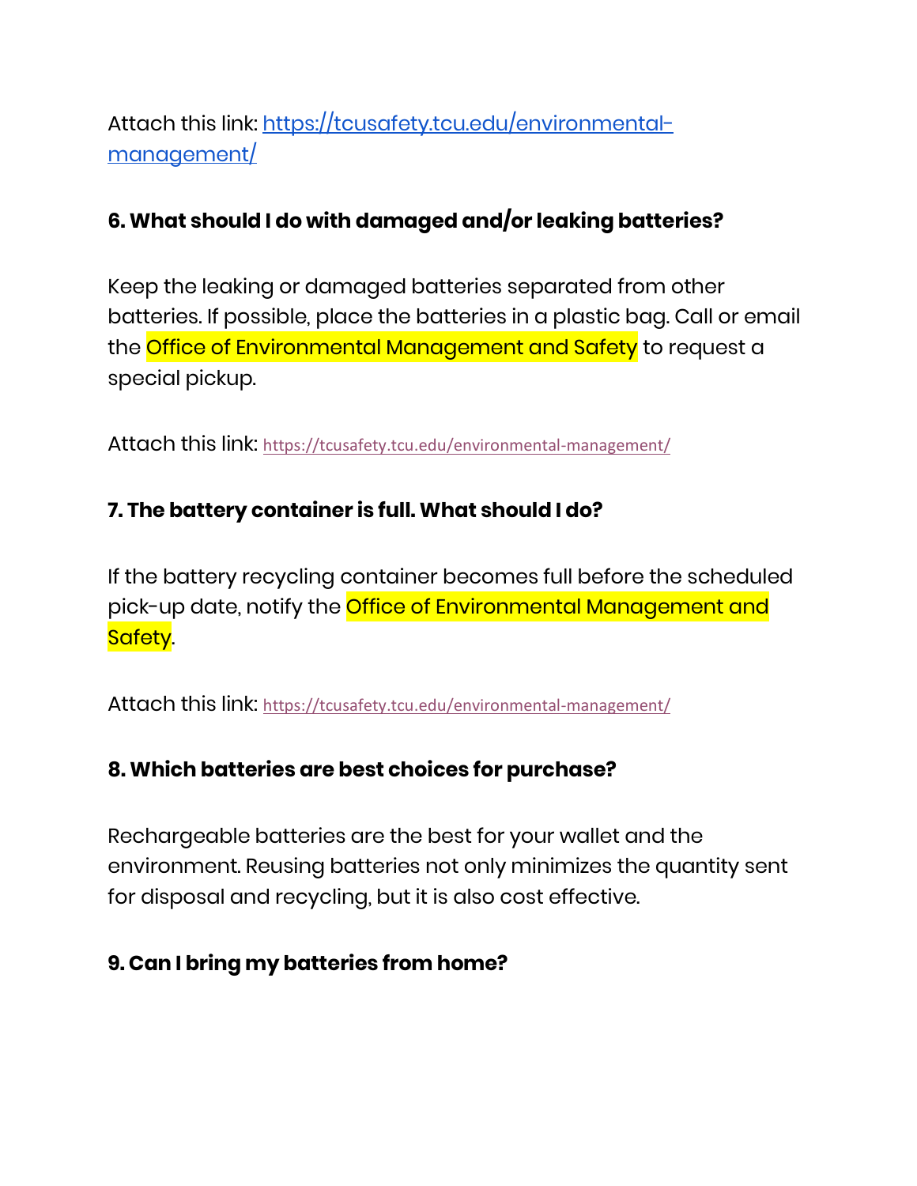Attach this link: https://tcusafety.tcu.edu/environmental-management/

**6. What should I do with damaged and/or leaking batteries?**

Keep the leaking or damaged batteries separated from other batteries. If possible, place the batteries in a plastic bag. Call or email the Office of Environmental Management and Safety to request a special pickup.

Attach this link: https://tcusafety.tcu.edu/environmental-management/

**7. The battery container is full. What should I do?**

If the battery recycling container becomes full before the scheduled pick-up date, notify the Office of Environmental Management and Safety.

Attach this link: https://tcusafety.tcu.edu/environmental-management/

**8. Which batteries are best choices for purchase?**

Rechargeable batteries are the best for your wallet and the environment. Reusing batteries not only minimizes the quantity sent for disposal and recycling, but it is also cost effective.

**9. Can I bring my batteries from home?**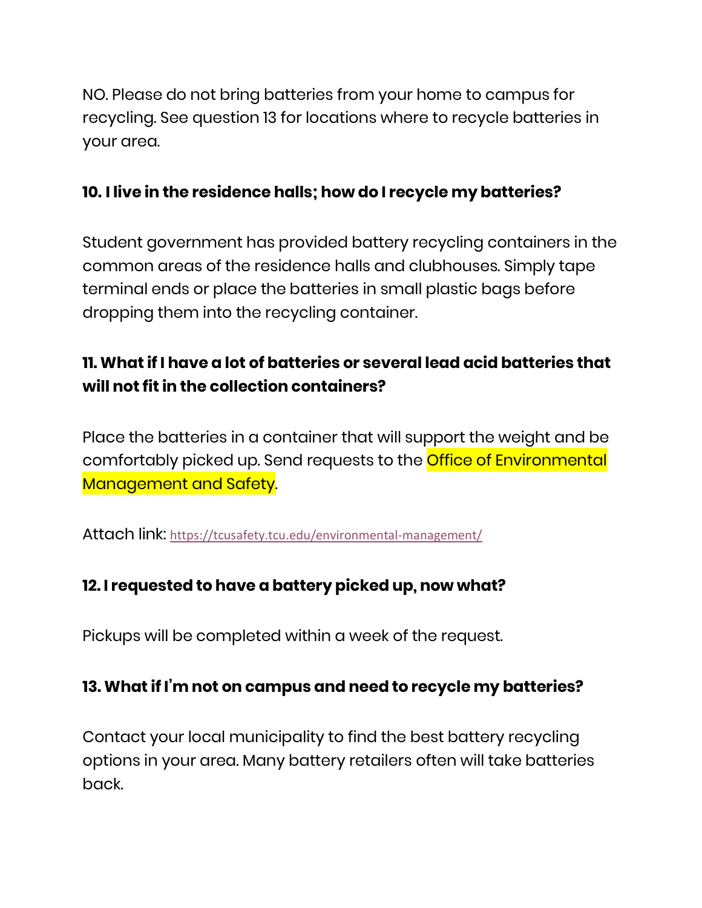NO. Please do not bring batteries from your home to campus for recycling. See question 13 for locations where to recycle batteries in your area.

### 10. I live in the residence halls; how do I recycle my batteries?

Student government has provided battery recycling containers in the common areas of the residence halls and clubhouses. Simply tape terminal ends or place the batteries in small plastic bags before dropping them into the recycling container.

### 11. What if I have a lot of batteries or several lead acid batteries that will not fit in the collection containers?

Place the batteries in a container that will support the weight and be comfortably picked up. Send requests to the Office of Environmental Management and Safety.

Attach link: https://tcusafety.tcu.edu/environmental-management/

### 12. I requested to have a battery picked up, now what?

Pickups will be completed within a week of the request.

### 13. What if I'm not on campus and need to recycle my batteries?

Contact your local municipality to find the best battery recycling options in your area. Many battery retailers often will take batteries back.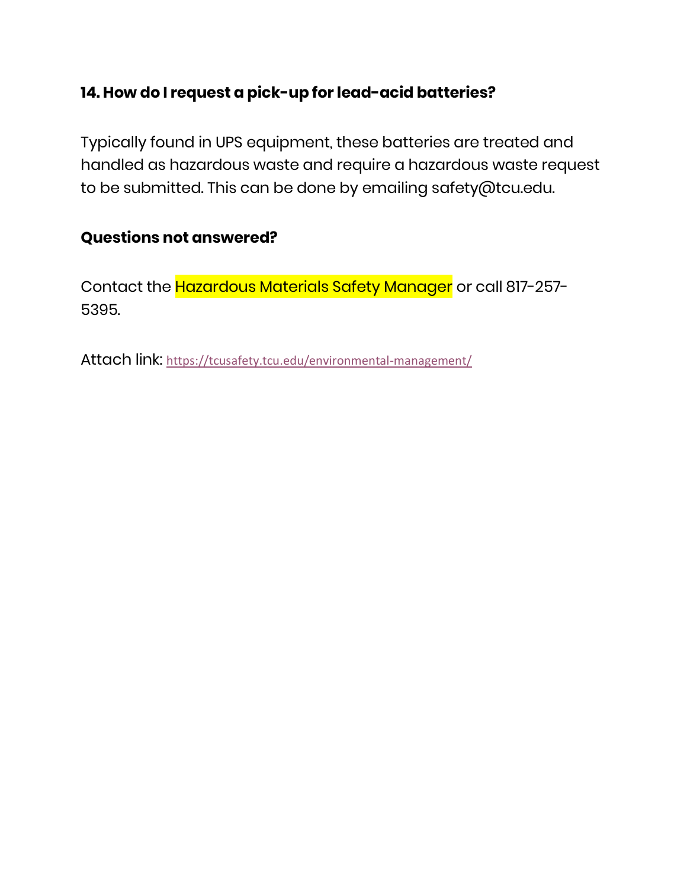**14. How do I request a pick-up for lead-acid batteries?**

Typically found in UPS equipment, these batteries are treated and handled as hazardous waste and require a hazardous waste request to be submitted. This can be done by emailing safety@tcu.edu.

**Questions not answered?**

Contact the Hazardous Materials Safety Manager or call 817-257-5395.

Attach link: https://tcusafety.tcu.edu/environmental-management/